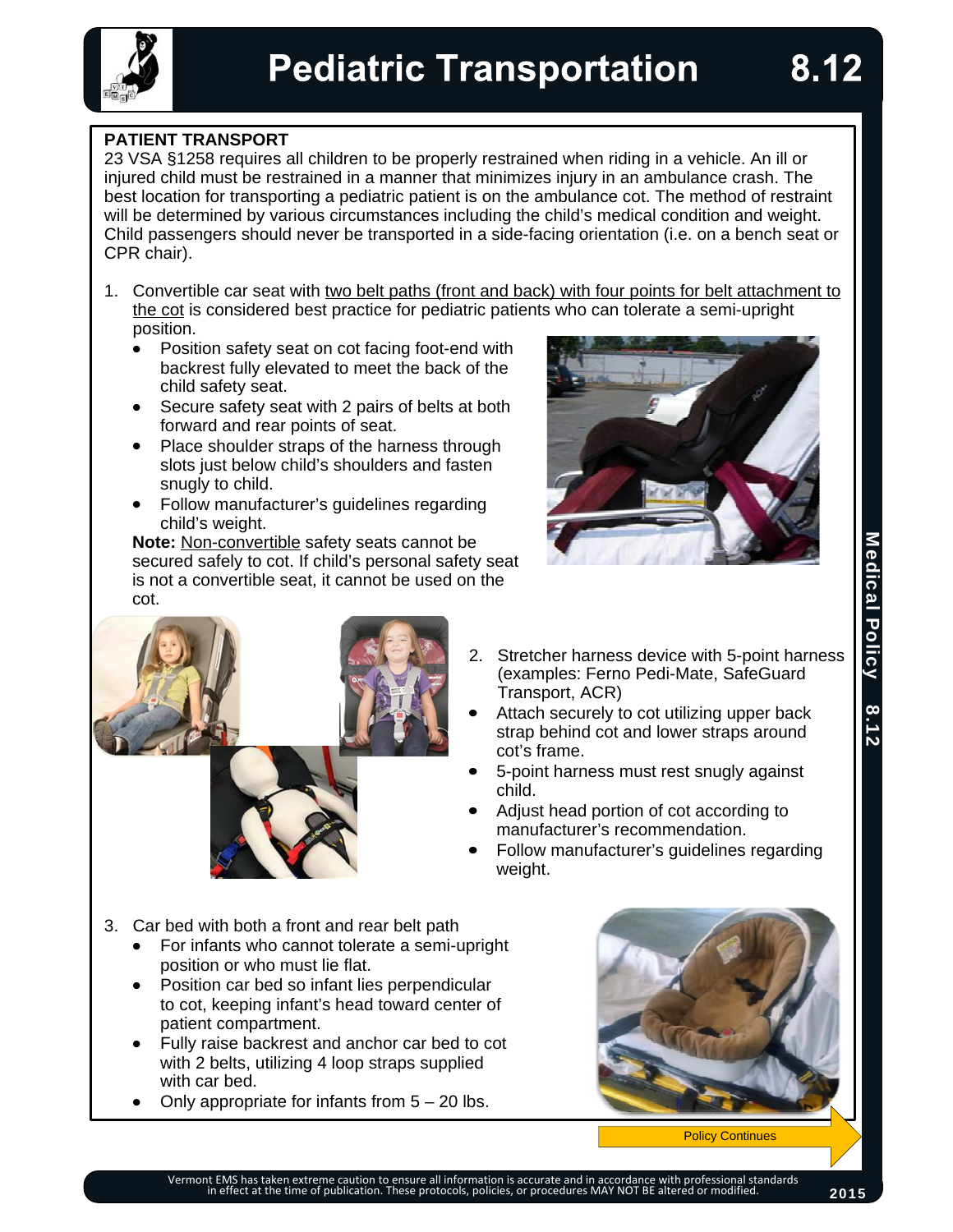# Pediatric Transportation 8.12

## PATIENT TRANSPORT

23 VSA §1258 requires all children to be properly restrained when riding in a vehicle. An ill or injured child must be restrained in a manner that minimizes injury in an ambulance crash. The best location for transporting a pediatric patient is on the ambulance cot. The method of restraint will be determined by various circumstances including the child's medical condition and weight. Child passengers should never be transported in a side-facing orientation (i.e. on a bench seat or CPR chair).

1. Convertible car seat with two belt paths (front and back) with four points for belt attachment to the cot is considered best practice for pediatric patients who can tolerate a semi-upright position.
   - Position safety seat on cot facing foot-end with backrest fully elevated to meet the back of the child safety seat.
   - Secure safety seat with 2 pairs of belts at both forward and rear points of seat.
   - Place shoulder straps of the harness through slots just below child's shoulders and fasten snugly to child.
   - Follow manufacturer's guidelines regarding child's weight.

   **Note:** Non-convertible safety seats cannot be secured safely to cot. If child's personal safety seat is not a convertible seat, it cannot be used on the cot.

2. Stretcher harness device with 5-point harness (examples: Ferno Pedi-Mate, SafeGuard Transport, ACR)
   - Attach securely to cot utilizing upper back strap behind cot and lower straps around cot's frame.
   - 5-point harness must rest snugly against child.
   - Adjust head portion of cot according to manufacturer's recommendation.
   - Follow manufacturer's guidelines regarding weight.

3. Car bed with both a front and rear belt path
   - For infants who cannot tolerate a semi-upright position or who must lie flat.
   - Position car bed so infant lies perpendicular to cot, keeping infant's head toward center of patient compartment.
   - Fully raise backrest and anchor car bed to cot with 2 belts, utilizing 4 loop straps supplied with car bed.
   - Only appropriate for infants from 5 – 20 lbs.

Policy Continues

Vermont EMS has taken extreme caution to ensure all information is accurate and in accordance with professional standards in effect at the time of publication. These protocols, policies, or procedures MAY NOT BE altered or modified.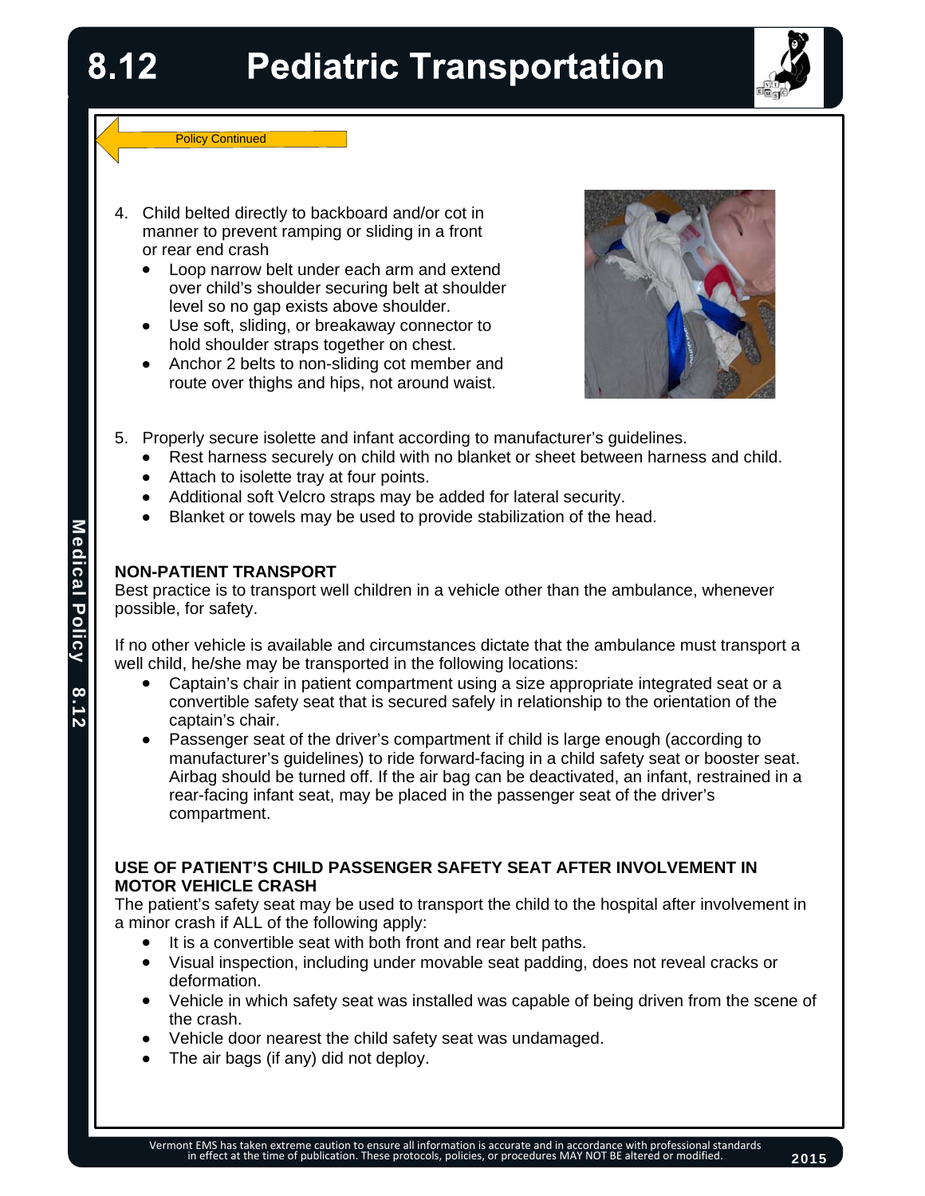# 8.12 Pediatric Transportation

Policy Continued

4. Child belted directly to backboard and/or cot in manner to prevent ramping or sliding in a front or rear end crash
   - Loop narrow belt under each arm and extend over child's shoulder securing belt at shoulder level so no gap exists above shoulder.
   - Use soft, sliding, or breakaway connector to hold shoulder straps together on chest.
   - Anchor 2 belts to non-sliding cot member and route over thighs and hips, not around waist.

5. Properly secure isolette and infant according to manufacturer's guidelines.
   - Rest harness securely on child with no blanket or sheet between harness and child.
   - Attach to isolette tray at four points.
   - Additional soft Velcro straps may be added for lateral security.
   - Blanket or towels may be used to provide stabilization of the head.

**NON-PATIENT TRANSPORT**

Best practice is to transport well children in a vehicle other than the ambulance, whenever possible, for safety.

If no other vehicle is available and circumstances dictate that the ambulance must transport a well child, he/she may be transported in the following locations:

- Captain's chair in patient compartment using a size appropriate integrated seat or a convertible safety seat that is secured safely in relationship to the orientation of the captain's chair.
- Passenger seat of the driver's compartment if child is large enough (according to manufacturer's guidelines) to ride forward-facing in a child safety seat or booster seat. Airbag should be turned off. If the air bag can be deactivated, an infant, restrained in a rear-facing infant seat, may be placed in the passenger seat of the driver's compartment.

**USE OF PATIENT'S CHILD PASSENGER SAFETY SEAT AFTER INVOLVEMENT IN MOTOR VEHICLE CRASH**

The patient's safety seat may be used to transport the child to the hospital after involvement in a minor crash if ALL of the following apply:

- It is a convertible seat with both front and rear belt paths.
- Visual inspection, including under movable seat padding, does not reveal cracks or deformation.
- Vehicle in which safety seat was installed was capable of being driven from the scene of the crash.
- Vehicle door nearest the child safety seat was undamaged.
- The air bags (if any) did not deploy.